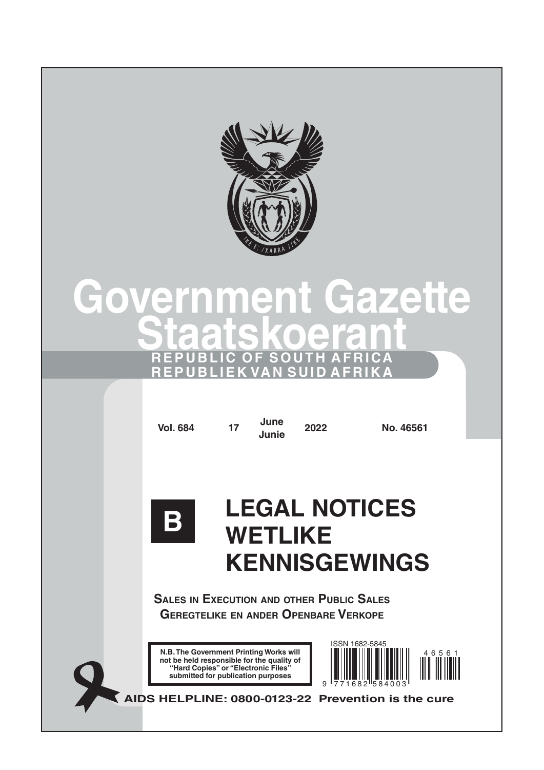# Government Gazette
# Staatskoerant

**REPUBLIC OF SOUTH AFRICA**
**REPUBLIEK VAN SUID AFRIKA**

**Vol. 684** **17** **June Junie** **2022** **No. 46561**

**B**

# LEGAL NOTICES
# WETLIKE KENNISGEWINGS

**SALES IN EXECUTION AND OTHER PUBLIC SALES**
**GEREGTELIKE EN ANDER OPENBARE VERKOPE**

**N.B. The Government Printing Works will not be held responsible for the quality of "Hard Copies" or "Electronic Files" submitted for publication purposes**

ISSN 1682-5845

9 771682 584003

46561

**AIDS HELPLINE: 0800-0123-22 Prevention is the cure**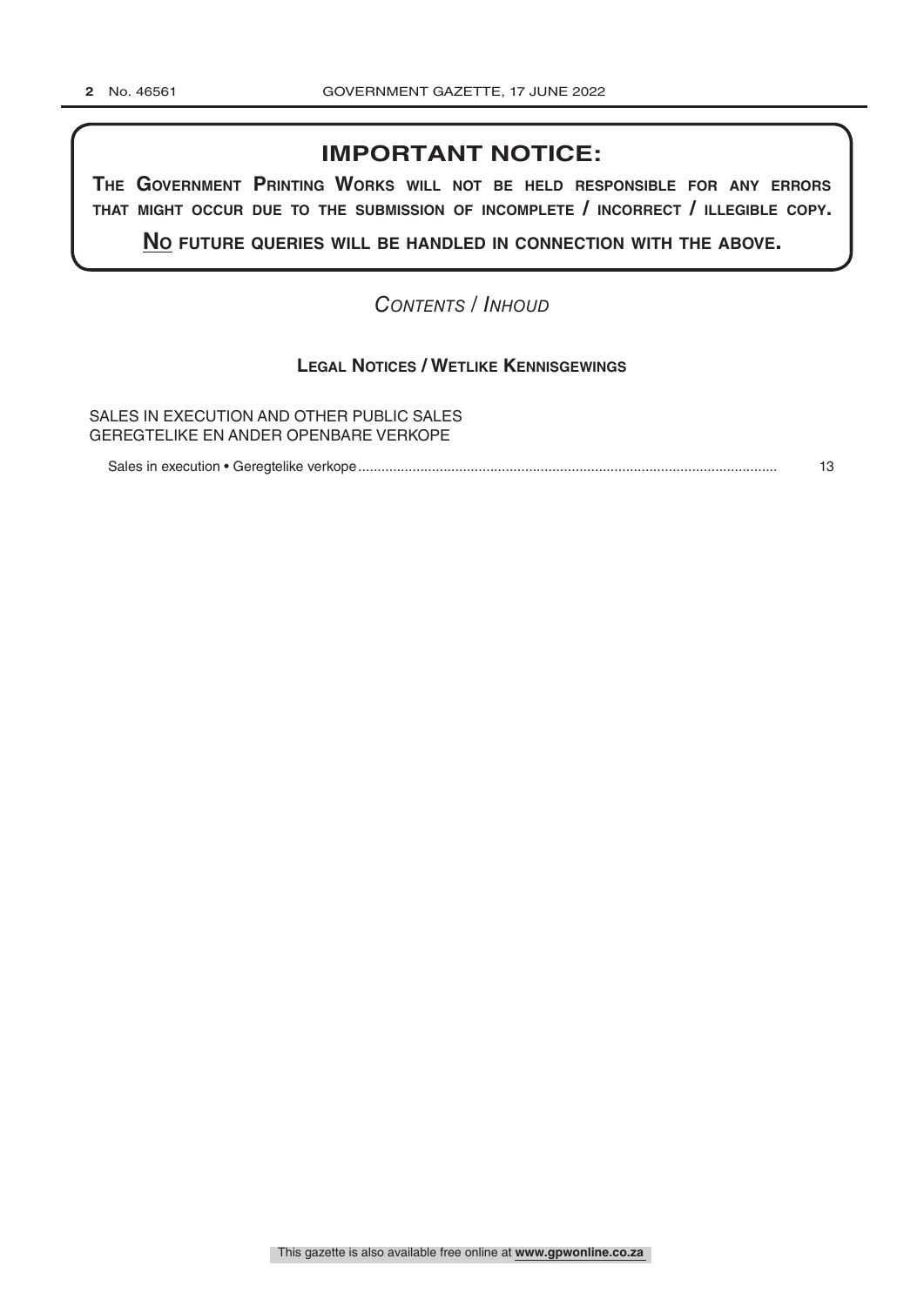## IMPORTANT NOTICE:

**THE GOVERNMENT PRINTING WORKS WILL NOT BE HELD RESPONSIBLE FOR ANY ERRORS THAT MIGHT OCCUR DUE TO THE SUBMISSION OF INCOMPLETE / INCORRECT / ILLEGIBLE COPY.**

**NO FUTURE QUERIES WILL BE HANDLED IN CONNECTION WITH THE ABOVE.**

*CONTENTS / INHOUD*

### LEGAL NOTICES / WETLIKE KENNISGEWINGS

SALES IN EXECUTION AND OTHER PUBLIC SALES
GEREGTELIKE EN ANDER OPENBARE VERKOPE

Sales in execution • Geregtelike verkope .......... 13

This gazette is also available free online at **www.gpwonline.co.za**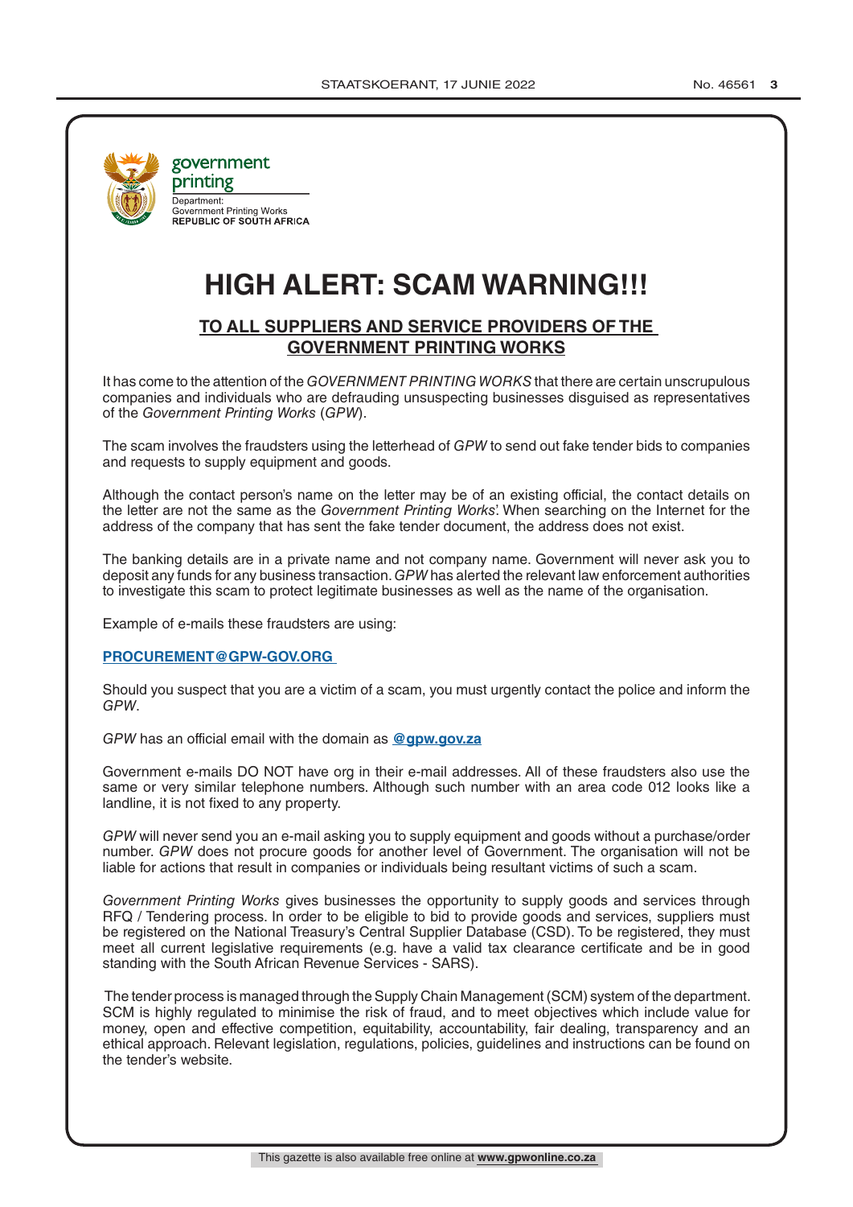government
printing

Department:
Government Printing Works
REPUBLIC OF SOUTH AFRICA

# HIGH ALERT: SCAM WARNING!!!

## TO ALL SUPPLIERS AND SERVICE PROVIDERS OF THE GOVERNMENT PRINTING WORKS

It has come to the attention of the *GOVERNMENT PRINTING WORKS* that there are certain unscrupulous companies and individuals who are defrauding unsuspecting businesses disguised as representatives of the *Government Printing Works* (*GPW*).

The scam involves the fraudsters using the letterhead of *GPW* to send out fake tender bids to companies and requests to supply equipment and goods.

Although the contact person's name on the letter may be of an existing official, the contact details on the letter are not the same as the *Government Printing Works*'. When searching on the Internet for the address of the company that has sent the fake tender document, the address does not exist.

The banking details are in a private name and not company name. Government will never ask you to deposit any funds for any business transaction. *GPW* has alerted the relevant law enforcement authorities to investigate this scam to protect legitimate businesses as well as the name of the organisation.

Example of e-mails these fraudsters are using:

**PROCUREMENT@GPW-GOV.ORG**

Should you suspect that you are a victim of a scam, you must urgently contact the police and inform the *GPW*.

*GPW* has an official email with the domain as **@gpw.gov.za**

Government e-mails DO NOT have org in their e-mail addresses. All of these fraudsters also use the same or very similar telephone numbers. Although such number with an area code 012 looks like a landline, it is not fixed to any property.

*GPW* will never send you an e-mail asking you to supply equipment and goods without a purchase/order number. *GPW* does not procure goods for another level of Government. The organisation will not be liable for actions that result in companies or individuals being resultant victims of such a scam.

*Government Printing Works* gives businesses the opportunity to supply goods and services through RFQ / Tendering process. In order to be eligible to bid to provide goods and services, suppliers must be registered on the National Treasury's Central Supplier Database (CSD). To be registered, they must meet all current legislative requirements (e.g. have a valid tax clearance certificate and be in good standing with the South African Revenue Services - SARS).

The tender process is managed through the Supply Chain Management (SCM) system of the department. SCM is highly regulated to minimise the risk of fraud, and to meet objectives which include value for money, open and effective competition, equitability, accountability, fair dealing, transparency and an ethical approach. Relevant legislation, regulations, policies, guidelines and instructions can be found on the tender's website.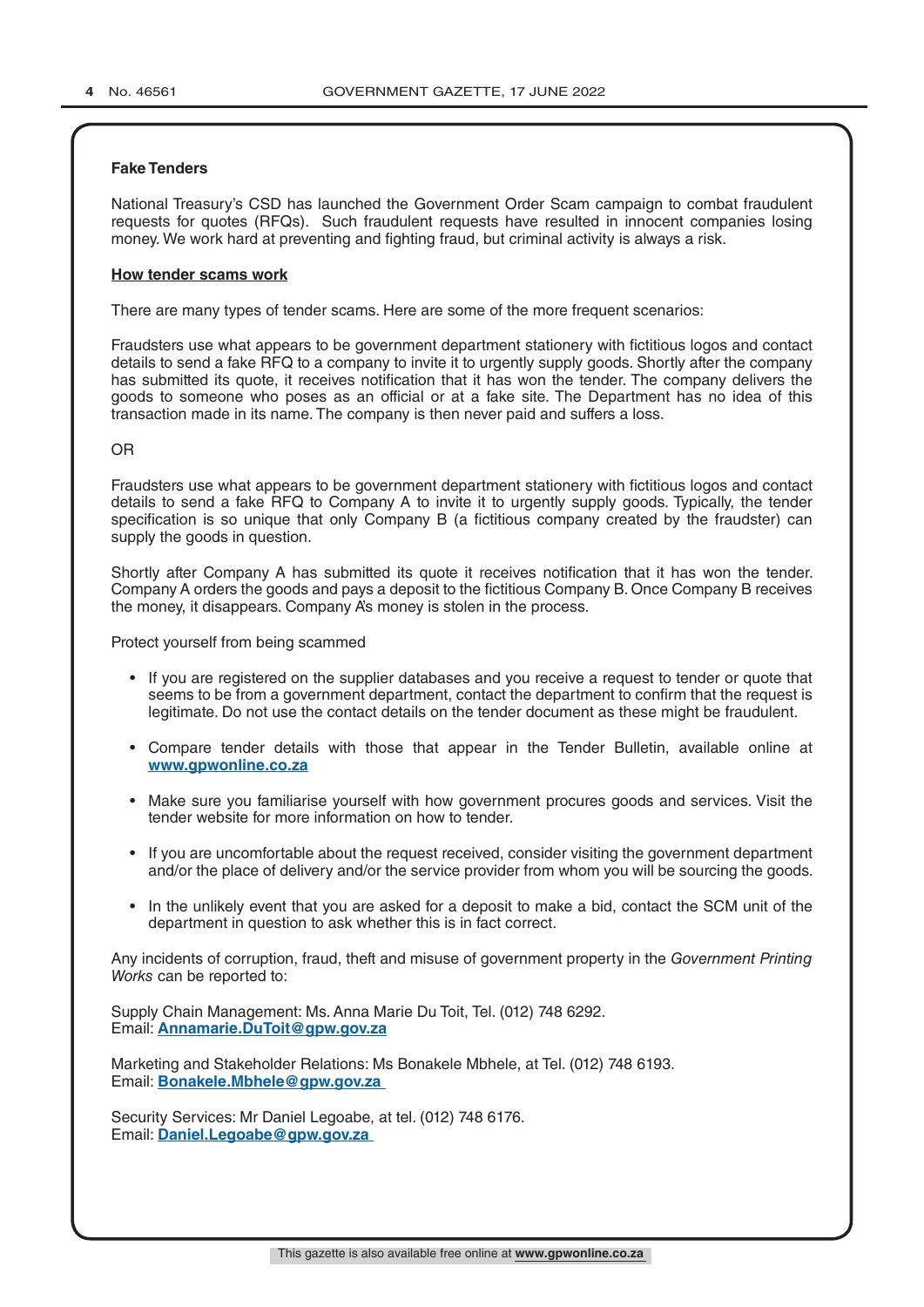**Fake Tenders**

National Treasury's CSD has launched the Government Order Scam campaign to combat fraudulent requests for quotes (RFQs). Such fraudulent requests have resulted in innocent companies losing money. We work hard at preventing and fighting fraud, but criminal activity is always a risk.

**How tender scams work**

There are many types of tender scams. Here are some of the more frequent scenarios:

Fraudsters use what appears to be government department stationery with fictitious logos and contact details to send a fake RFQ to a company to invite it to urgently supply goods. Shortly after the company has submitted its quote, it receives notification that it has won the tender. The company delivers the goods to someone who poses as an official or at a fake site. The Department has no idea of this transaction made in its name. The company is then never paid and suffers a loss.

OR

Fraudsters use what appears to be government department stationery with fictitious logos and contact details to send a fake RFQ to Company A to invite it to urgently supply goods. Typically, the tender specification is so unique that only Company B (a fictitious company created by the fraudster) can supply the goods in question.

Shortly after Company A has submitted its quote it receives notification that it has won the tender. Company A orders the goods and pays a deposit to the fictitious Company B. Once Company B receives the money, it disappears. Company A's money is stolen in the process.

Protect yourself from being scammed

- If you are registered on the supplier databases and you receive a request to tender or quote that seems to be from a government department, contact the department to confirm that the request is legitimate. Do not use the contact details on the tender document as these might be fraudulent.
- Compare tender details with those that appear in the Tender Bulletin, available online at **www.gpwonline.co.za**
- Make sure you familiarise yourself with how government procures goods and services. Visit the tender website for more information on how to tender.
- If you are uncomfortable about the request received, consider visiting the government department and/or the place of delivery and/or the service provider from whom you will be sourcing the goods.
- In the unlikely event that you are asked for a deposit to make a bid, contact the SCM unit of the department in question to ask whether this is in fact correct.

Any incidents of corruption, fraud, theft and misuse of government property in the *Government Printing Works* can be reported to:

Supply Chain Management: Ms. Anna Marie Du Toit, Tel. (012) 748 6292.
Email: **Annamarie.DuToit@gpw.gov.za**

Marketing and Stakeholder Relations: Ms Bonakele Mbhele, at Tel. (012) 748 6193.
Email: **Bonakele.Mbhele@gpw.gov.za**

Security Services: Mr Daniel Legoabe, at tel. (012) 748 6176.
Email: **Daniel.Legoabe@gpw.gov.za**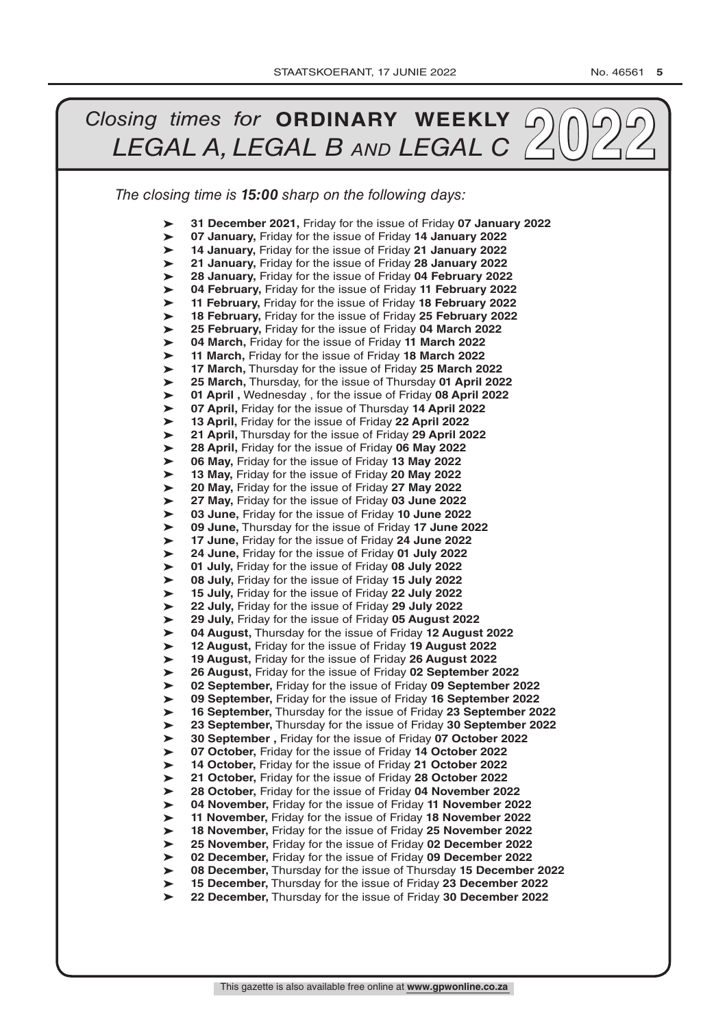# *Closing times for* **ORDINARY WEEKLY** *LEGAL A, LEGAL B AND LEGAL C* 2022

*The closing time is **15:00** sharp on the following days:*

- **31 December 2021,** Friday for the issue of Friday **07 January 2022**
- **07 January,** Friday for the issue of Friday **14 January 2022**
- **14 January,** Friday for the issue of Friday **21 January 2022**
- **21 January,** Friday for the issue of Friday **28 January 2022**
- **28 January,** Friday for the issue of Friday **04 February 2022**
- **04 February,** Friday for the issue of Friday **11 February 2022**
- **11 February,** Friday for the issue of Friday **18 February 2022**
- **18 February,** Friday for the issue of Friday **25 February 2022**
- **25 February,** Friday for the issue of Friday **04 March 2022**
- **04 March,** Friday for the issue of Friday **11 March 2022**
- **11 March,** Friday for the issue of Friday **18 March 2022**
- **17 March,** Thursday for the issue of Friday **25 March 2022**
- **25 March,** Thursday, for the issue of Thursday **01 April 2022**
- **01 April ,** Wednesday , for the issue of Friday **08 April 2022**
- **07 April,** Friday for the issue of Thursday **14 April 2022**
- **13 April,** Friday for the issue of Friday **22 April 2022**
- **21 April,** Thursday for the issue of Friday **29 April 2022**
- **28 April,** Friday for the issue of Friday **06 May 2022**
- **06 May,** Friday for the issue of Friday **13 May 2022**
- **13 May,** Friday for the issue of Friday **20 May 2022**
- **20 May,** Friday for the issue of Friday **27 May 2022**
- **27 May,** Friday for the issue of Friday **03 June 2022**
- **03 June,** Friday for the issue of Friday **10 June 2022**
- **09 June,** Thursday for the issue of Friday **17 June 2022**
- **17 June,** Friday for the issue of Friday **24 June 2022**
- **24 June,** Friday for the issue of Friday **01 July 2022**
- **01 July,** Friday for the issue of Friday **08 July 2022**
- **08 July,** Friday for the issue of Friday **15 July 2022**
- **15 July,** Friday for the issue of Friday **22 July 2022**
- **22 July,** Friday for the issue of Friday **29 July 2022**
- **29 July,** Friday for the issue of Friday **05 August 2022**
- **04 August,** Thursday for the issue of Friday **12 August 2022**
- **12 August,** Friday for the issue of Friday **19 August 2022**
- **19 August,** Friday for the issue of Friday **26 August 2022**
- **26 August,** Friday for the issue of Friday **02 September 2022**
- **02 September,** Friday for the issue of Friday **09 September 2022**
- **09 September,** Friday for the issue of Friday **16 September 2022**
- **16 September,** Thursday for the issue of Friday **23 September 2022**
- **23 September,** Thursday for the issue of Friday **30 September 2022**
- **30 September ,** Friday for the issue of Friday **07 October 2022**
- **07 October,** Friday for the issue of Friday **14 October 2022**
- **14 October,** Friday for the issue of Friday **21 October 2022**
- **21 October,** Friday for the issue of Friday **28 October 2022**
- **28 October,** Friday for the issue of Friday **04 November 2022**
- **04 November,** Friday for the issue of Friday **11 November 2022**
- **11 November,** Friday for the issue of Friday **18 November 2022**
- **18 November,** Friday for the issue of Friday **25 November 2022**
- **25 November,** Friday for the issue of Friday **02 December 2022**
- **02 December,** Friday for the issue of Friday **09 December 2022**
- **08 December,** Thursday for the issue of Thursday **15 December 2022**
- **15 December,** Thursday for the issue of Friday **23 December 2022**
- **22 December,** Thursday for the issue of Friday **30 December 2022**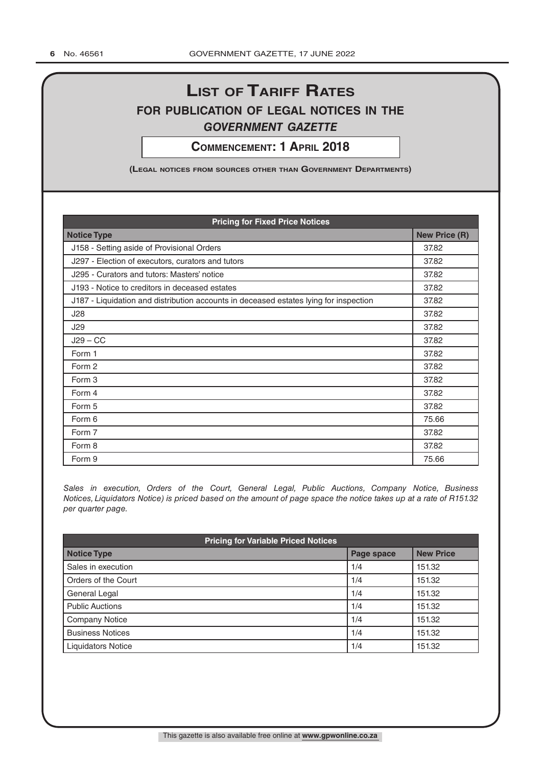# List of Tariff Rates

## for publication of legal notices in the *Government Gazette*

**Commencement: 1 April 2018**

**(Legal notices from sources other than Government Departments)**

| Pricing for Fixed Price Notices | |
|---|---|
| **Notice Type** | **New Price (R)** |
| J158 - Setting aside of Provisional Orders | 37.82 |
| J297 - Election of executors, curators and tutors | 37.82 |
| J295 - Curators and tutors: Masters' notice | 37.82 |
| J193 - Notice to creditors in deceased estates | 37.82 |
| J187 - Liquidation and distribution accounts in deceased estates lying for inspection | 37.82 |
| J28 | 37.82 |
| J29 | 37.82 |
| J29 – CC | 37.82 |
| Form 1 | 37.82 |
| Form 2 | 37.82 |
| Form 3 | 37.82 |
| Form 4 | 37.82 |
| Form 5 | 37.82 |
| Form 6 | 75.66 |
| Form 7 | 37.82 |
| Form 8 | 37.82 |
| Form 9 | 75.66 |

*Sales in execution, Orders of the Court, General Legal, Public Auctions, Company Notice, Business Notices, Liquidators Notice) is priced based on the amount of page space the notice takes up at a rate of R151.32 per quarter page.*

| Pricing for Variable Priced Notices | | |
|---|---|---|
| **Notice Type** | **Page space** | **New Price** |
| Sales in execution | 1/4 | 151.32 |
| Orders of the Court | 1/4 | 151.32 |
| General Legal | 1/4 | 151.32 |
| Public Auctions | 1/4 | 151.32 |
| Company Notice | 1/4 | 151.32 |
| Business Notices | 1/4 | 151.32 |
| Liquidators Notice | 1/4 | 151.32 |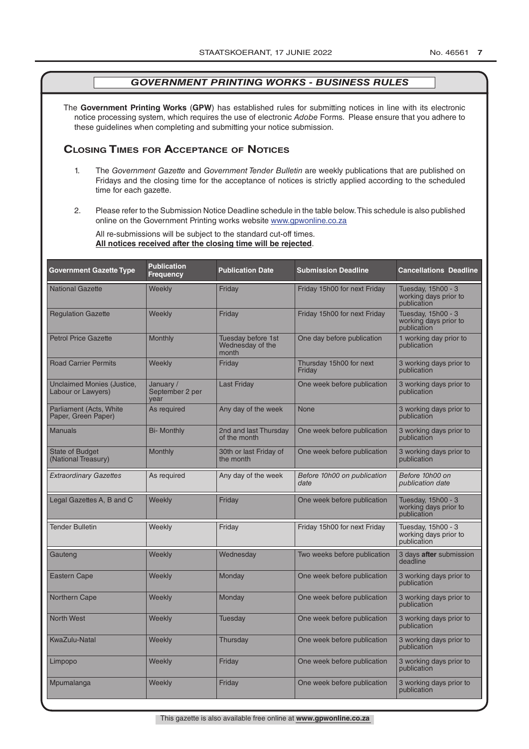## GOVERNMENT PRINTING WORKS - BUSINESS RULES

The **Government Printing Works** (**GPW**) has established rules for submitting notices in line with its electronic notice processing system, which requires the use of electronic *Adobe* Forms. Please ensure that you adhere to these guidelines when completing and submitting your notice submission.

### Closing Times for Acceptance of Notices

1. The *Government Gazette* and *Government Tender Bulletin* are weekly publications that are published on Fridays and the closing time for the acceptance of notices is strictly applied according to the scheduled time for each gazette.
2. Please refer to the Submission Notice Deadline schedule in the table below. This schedule is also published online on the Government Printing works website www.gpwonline.co.za

   All re-submissions will be subject to the standard cut-off times.
   **All notices received after the closing time will be rejected**.

| Government Gazette Type | Publication Frequency | Publication Date | Submission Deadline | Cancellations Deadline |
|---|---|---|---|---|
| National Gazette | Weekly | Friday | Friday 15h00 for next Friday | Tuesday, 15h00 - 3 working days prior to publication |
| Regulation Gazette | Weekly | Friday | Friday 15h00 for next Friday | Tuesday, 15h00 - 3 working days prior to publication |
| Petrol Price Gazette | Monthly | Tuesday before 1st Wednesday of the month | One day before publication | 1 working day prior to publication |
| Road Carrier Permits | Weekly | Friday | Thursday 15h00 for next Friday | 3 working days prior to publication |
| Unclaimed Monies (Justice, Labour or Lawyers) | January / September 2 per year | Last Friday | One week before publication | 3 working days prior to publication |
| Parliament (Acts, White Paper, Green Paper) | As required | Any day of the week | None | 3 working days prior to publication |
| Manuals | Bi- Monthly | 2nd and last Thursday of the month | One week before publication | 3 working days prior to publication |
| State of Budget (National Treasury) | Monthly | 30th or last Friday of the month | One week before publication | 3 working days prior to publication |
| *Extraordinary Gazettes* | As required | Any day of the week | *Before 10h00 on publication date* | *Before 10h00 on publication date* |
| Legal Gazettes A, B and C | Weekly | Friday | One week before publication | Tuesday, 15h00 - 3 working days prior to publication |
| Tender Bulletin | Weekly | Friday | Friday 15h00 for next Friday | Tuesday, 15h00 - 3 working days prior to publication |
| Gauteng | Weekly | Wednesday | Two weeks before publication | 3 days **after** submission deadline |
| Eastern Cape | Weekly | Monday | One week before publication | 3 working days prior to publication |
| Northern Cape | Weekly | Monday | One week before publication | 3 working days prior to publication |
| North West | Weekly | Tuesday | One week before publication | 3 working days prior to publication |
| KwaZulu-Natal | Weekly | Thursday | One week before publication | 3 working days prior to publication |
| Limpopo | Weekly | Friday | One week before publication | 3 working days prior to publication |
| Mpumalanga | Weekly | Friday | One week before publication | 3 working days prior to publication |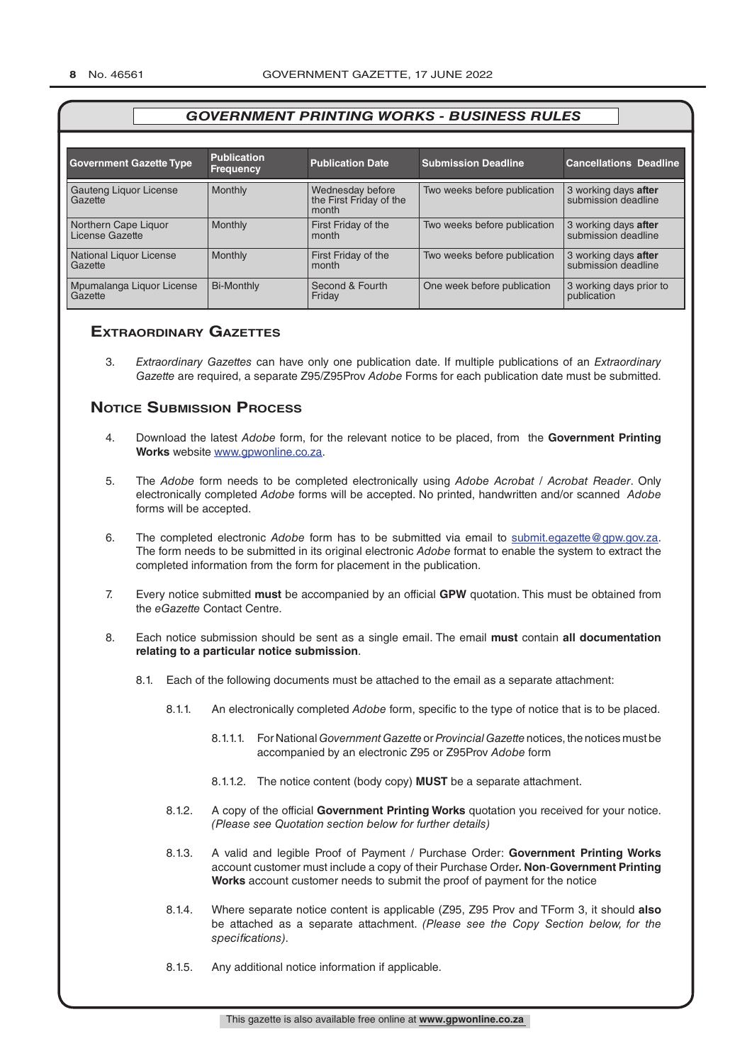## GOVERNMENT PRINTING WORKS - BUSINESS RULES

| Government Gazette Type | Publication Frequency | Publication Date | Submission Deadline | Cancellations Deadline |
|---|---|---|---|---|
| Gauteng Liquor License Gazette | Monthly | Wednesday before the First Friday of the month | Two weeks before publication | 3 working days **after** submission deadline |
| Northern Cape Liquor License Gazette | Monthly | First Friday of the month | Two weeks before publication | 3 working days **after** submission deadline |
| National Liquor License Gazette | Monthly | First Friday of the month | Two weeks before publication | 3 working days **after** submission deadline |
| Mpumalanga Liquor License Gazette | Bi-Monthly | Second & Fourth Friday | One week before publication | 3 working days prior to publication |

### Extraordinary Gazettes

3. *Extraordinary Gazettes* can have only one publication date. If multiple publications of an *Extraordinary Gazette* are required, a separate Z95/Z95Prov *Adobe* Forms for each publication date must be submitted.

### Notice Submission Process

4. Download the latest *Adobe* form, for the relevant notice to be placed, from the **Government Printing Works** website www.gpwonline.co.za.

5. The *Adobe* form needs to be completed electronically using *Adobe Acrobat* / *Acrobat Reader*. Only electronically completed *Adobe* forms will be accepted. No printed, handwritten and/or scanned *Adobe* forms will be accepted.

6. The completed electronic *Adobe* form has to be submitted via email to submit.egazette@gpw.gov.za. The form needs to be submitted in its original electronic *Adobe* format to enable the system to extract the completed information from the form for placement in the publication.

7. Every notice submitted **must** be accompanied by an official **GPW** quotation. This must be obtained from the *eGazette* Contact Centre.

8. Each notice submission should be sent as a single email. The email **must** contain **all documentation relating to a particular notice submission**.

   8.1. Each of the following documents must be attached to the email as a separate attachment:

      8.1.1. An electronically completed *Adobe* form, specific to the type of notice that is to be placed.

         8.1.1.1. For National *Government Gazette* or *Provincial Gazette* notices, the notices must be accompanied by an electronic Z95 or Z95Prov *Adobe* form

         8.1.1.2. The notice content (body copy) **MUST** be a separate attachment.

      8.1.2. A copy of the official **Government Printing Works** quotation you received for your notice. *(Please see Quotation section below for further details)*

      8.1.3. A valid and legible Proof of Payment / Purchase Order: **Government Printing Works** account customer must include a copy of their Purchase Order**. Non**-**Government Printing Works** account customer needs to submit the proof of payment for the notice

      8.1.4. Where separate notice content is applicable (Z95, Z95 Prov and TForm 3, it should **also** be attached as a separate attachment. *(Please see the Copy Section below, for the specifications)*.

      8.1.5. Any additional notice information if applicable.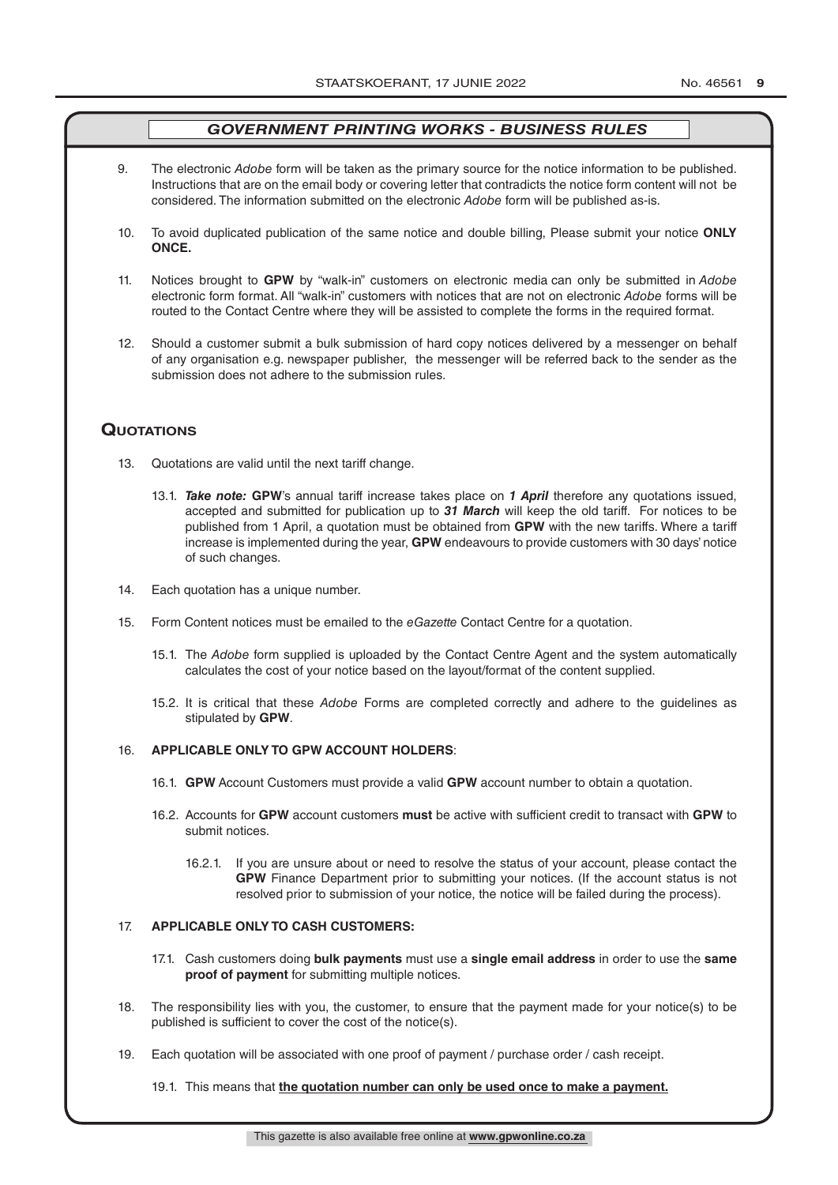## *GOVERNMENT PRINTING WORKS - BUSINESS RULES*

9. The electronic *Adobe* form will be taken as the primary source for the notice information to be published. Instructions that are on the email body or covering letter that contradicts the notice form content will not be considered. The information submitted on the electronic *Adobe* form will be published as-is.

10. To avoid duplicated publication of the same notice and double billing, Please submit your notice **ONLY ONCE.**

11. Notices brought to **GPW** by "walk-in" customers on electronic media can only be submitted in *Adobe* electronic form format. All "walk-in" customers with notices that are not on electronic *Adobe* forms will be routed to the Contact Centre where they will be assisted to complete the forms in the required format.

12. Should a customer submit a bulk submission of hard copy notices delivered by a messenger on behalf of any organisation e.g. newspaper publisher, the messenger will be referred back to the sender as the submission does not adhere to the submission rules.

## Quotations

13. Quotations are valid until the next tariff change.

    13.1. ***Take note:*** **GPW**'s annual tariff increase takes place on ***1 April*** therefore any quotations issued, accepted and submitted for publication up to ***31 March*** will keep the old tariff. For notices to be published from 1 April, a quotation must be obtained from **GPW** with the new tariffs. Where a tariff increase is implemented during the year, **GPW** endeavours to provide customers with 30 days' notice of such changes.

14. Each quotation has a unique number.

15. Form Content notices must be emailed to the *eGazette* Contact Centre for a quotation.

    15.1. The *Adobe* form supplied is uploaded by the Contact Centre Agent and the system automatically calculates the cost of your notice based on the layout/format of the content supplied.

    15.2. It is critical that these *Adobe* Forms are completed correctly and adhere to the guidelines as stipulated by **GPW**.

16. **APPLICABLE ONLY TO GPW ACCOUNT HOLDERS**:

    16.1. **GPW** Account Customers must provide a valid **GPW** account number to obtain a quotation.

    16.2. Accounts for **GPW** account customers **must** be active with sufficient credit to transact with **GPW** to submit notices.

    16.2.1. If you are unsure about or need to resolve the status of your account, please contact the **GPW** Finance Department prior to submitting your notices. (If the account status is not resolved prior to submission of your notice, the notice will be failed during the process).

17. **APPLICABLE ONLY TO CASH CUSTOMERS:**

    17.1. Cash customers doing **bulk payments** must use a **single email address** in order to use the **same proof of payment** for submitting multiple notices.

18. The responsibility lies with you, the customer, to ensure that the payment made for your notice(s) to be published is sufficient to cover the cost of the notice(s).

19. Each quotation will be associated with one proof of payment / purchase order / cash receipt.

    19.1. This means that **the quotation number can only be used once to make a payment.**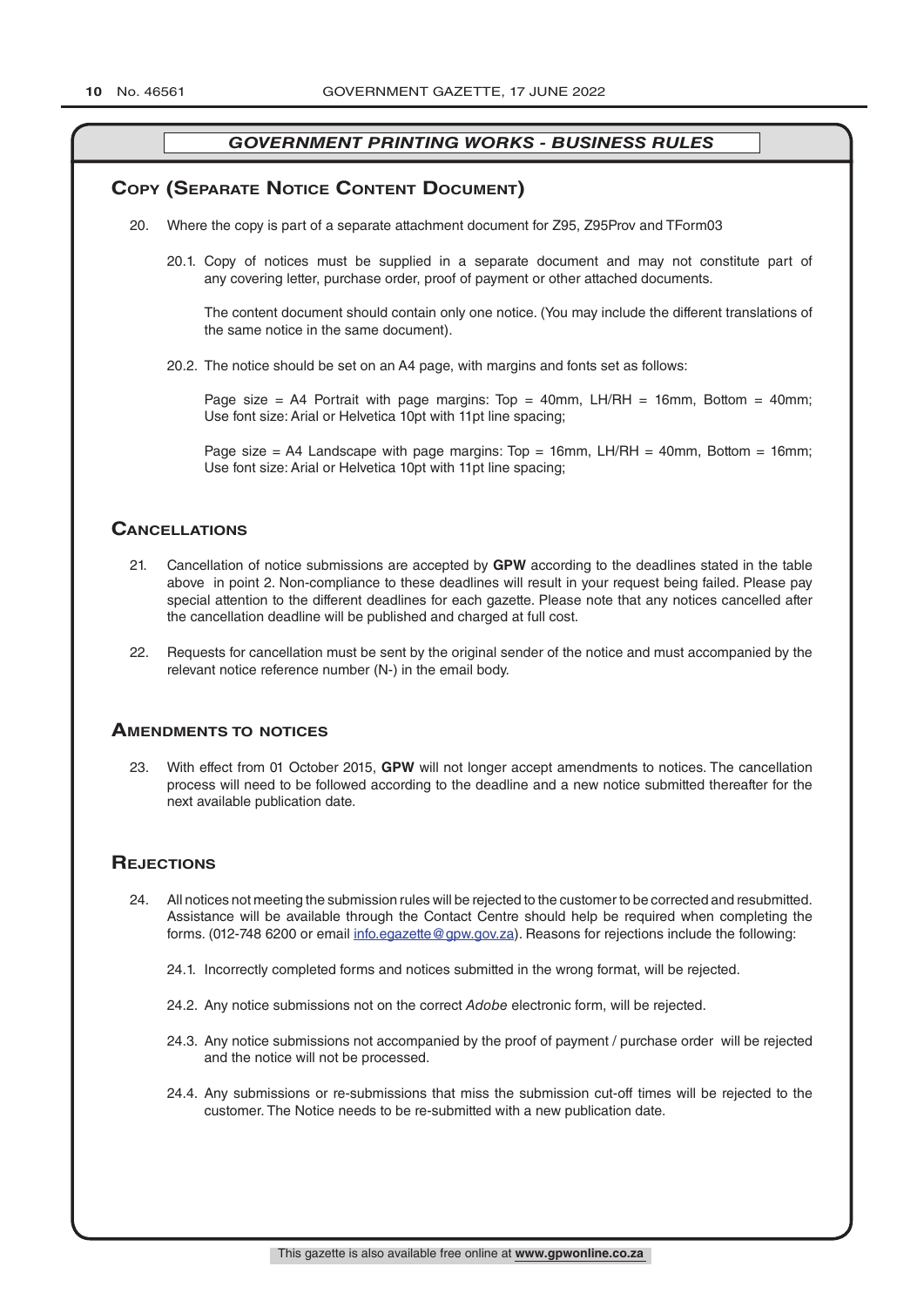## *GOVERNMENT PRINTING WORKS - BUSINESS RULES*

## Copy (Separate Notice Content Document)

20. Where the copy is part of a separate attachment document for Z95, Z95Prov and TForm03

    20.1. Copy of notices must be supplied in a separate document and may not constitute part of any covering letter, purchase order, proof of payment or other attached documents.

    The content document should contain only one notice. (You may include the different translations of the same notice in the same document).

    20.2. The notice should be set on an A4 page, with margins and fonts set as follows:

    Page size = A4 Portrait with page margins: Top = 40mm, LH/RH = 16mm, Bottom = 40mm; Use font size: Arial or Helvetica 10pt with 11pt line spacing;

    Page size = A4 Landscape with page margins: Top = 16mm, LH/RH = 40mm, Bottom = 16mm; Use font size: Arial or Helvetica 10pt with 11pt line spacing;

## Cancellations

21. Cancellation of notice submissions are accepted by **GPW** according to the deadlines stated in the table above in point 2. Non-compliance to these deadlines will result in your request being failed. Please pay special attention to the different deadlines for each gazette. Please note that any notices cancelled after the cancellation deadline will be published and charged at full cost.

22. Requests for cancellation must be sent by the original sender of the notice and must accompanied by the relevant notice reference number (N-) in the email body.

## Amendments to notices

23. With effect from 01 October 2015, **GPW** will not longer accept amendments to notices. The cancellation process will need to be followed according to the deadline and a new notice submitted thereafter for the next available publication date.

## Rejections

24. All notices not meeting the submission rules will be rejected to the customer to be corrected and resubmitted. Assistance will be available through the Contact Centre should help be required when completing the forms. (012-748 6200 or email info.egazette@gpw.gov.za). Reasons for rejections include the following:

    24.1. Incorrectly completed forms and notices submitted in the wrong format, will be rejected.

    24.2. Any notice submissions not on the correct *Adobe* electronic form, will be rejected.

    24.3. Any notice submissions not accompanied by the proof of payment / purchase order will be rejected and the notice will not be processed.

    24.4. Any submissions or re-submissions that miss the submission cut-off times will be rejected to the customer. The Notice needs to be re-submitted with a new publication date.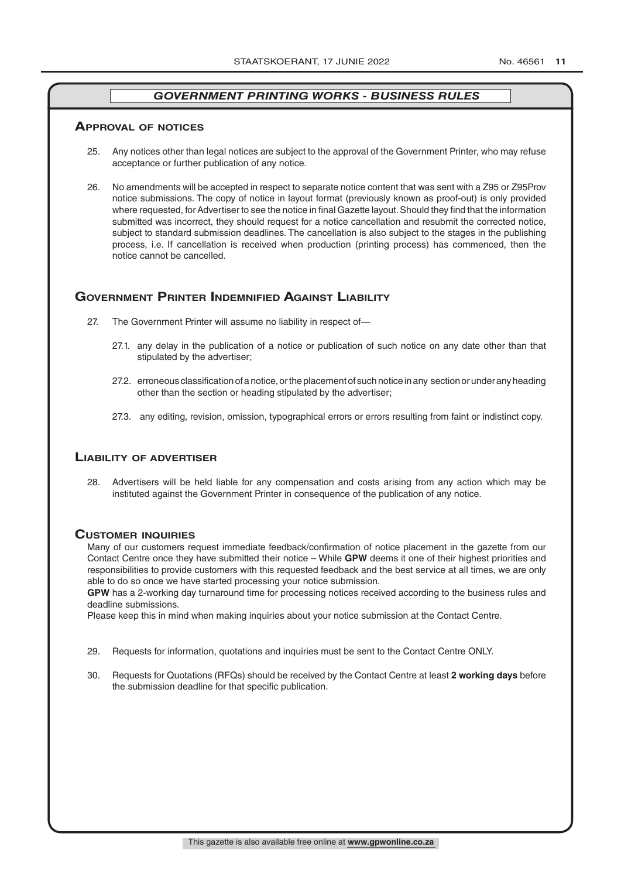## *GOVERNMENT PRINTING WORKS - BUSINESS RULES*

### Approval of notices

25. Any notices other than legal notices are subject to the approval of the Government Printer, who may refuse acceptance or further publication of any notice.

26. No amendments will be accepted in respect to separate notice content that was sent with a Z95 or Z95Prov notice submissions. The copy of notice in layout format (previously known as proof-out) is only provided where requested, for Advertiser to see the notice in final Gazette layout. Should they find that the information submitted was incorrect, they should request for a notice cancellation and resubmit the corrected notice, subject to standard submission deadlines. The cancellation is also subject to the stages in the publishing process, i.e. If cancellation is received when production (printing process) has commenced, then the notice cannot be cancelled.

### Government Printer Indemnified Against Liability

27. The Government Printer will assume no liability in respect of—

    27.1. any delay in the publication of a notice or publication of such notice on any date other than that stipulated by the advertiser;

    27.2. erroneous classification of a notice, or the placement of such notice in any section or under any heading other than the section or heading stipulated by the advertiser;

    27.3. any editing, revision, omission, typographical errors or errors resulting from faint or indistinct copy.

### Liability of advertiser

28. Advertisers will be held liable for any compensation and costs arising from any action which may be instituted against the Government Printer in consequence of the publication of any notice.

### Customer inquiries

Many of our customers request immediate feedback/confirmation of notice placement in the gazette from our Contact Centre once they have submitted their notice – While **GPW** deems it one of their highest priorities and responsibilities to provide customers with this requested feedback and the best service at all times, we are only able to do so once we have started processing your notice submission.

**GPW** has a 2-working day turnaround time for processing notices received according to the business rules and deadline submissions.

Please keep this in mind when making inquiries about your notice submission at the Contact Centre.

29. Requests for information, quotations and inquiries must be sent to the Contact Centre ONLY.

30. Requests for Quotations (RFQs) should be received by the Contact Centre at least **2 working days** before the submission deadline for that specific publication.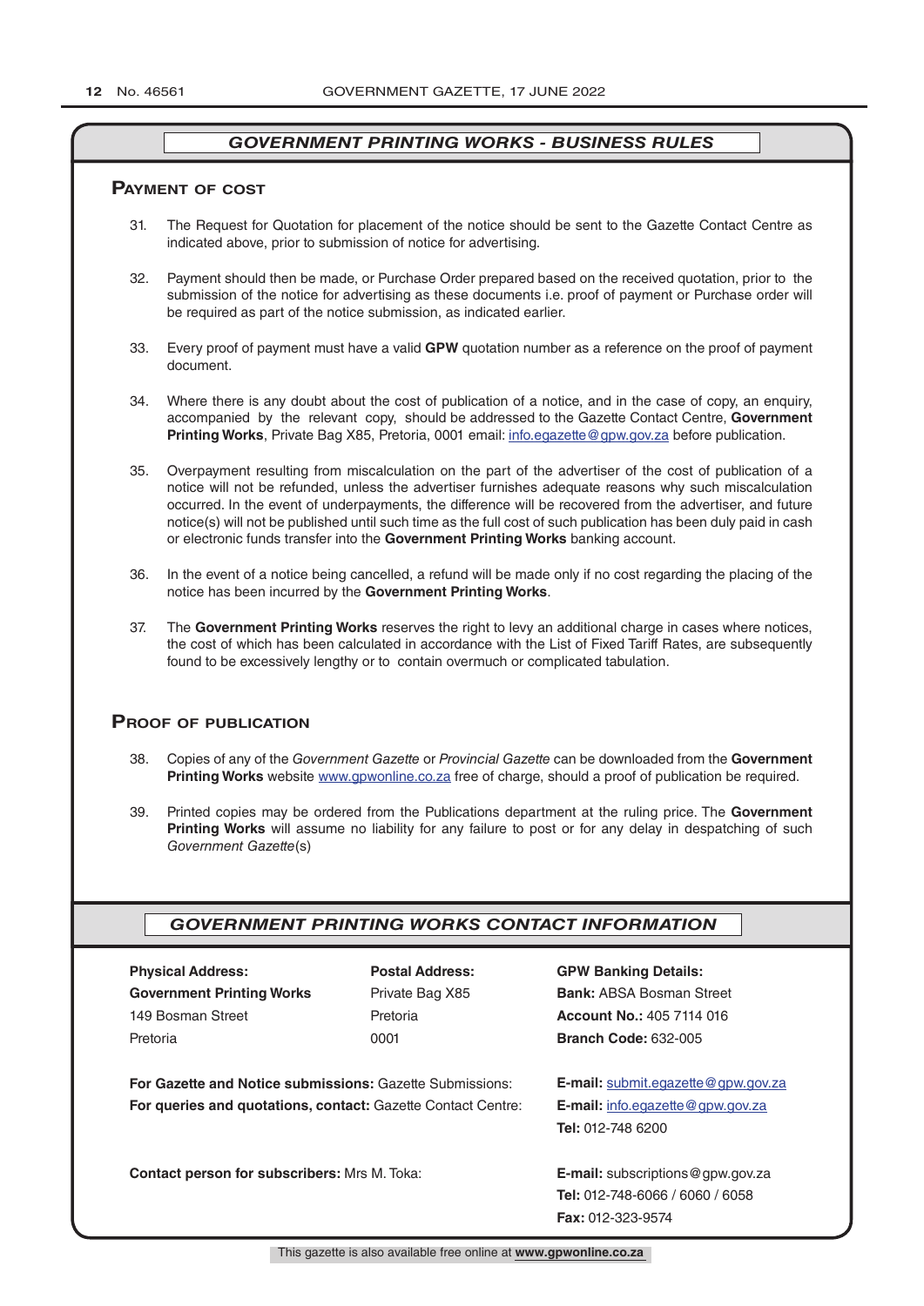## *GOVERNMENT PRINTING WORKS - BUSINESS RULES*

### Payment of cost

31. The Request for Quotation for placement of the notice should be sent to the Gazette Contact Centre as indicated above, prior to submission of notice for advertising.

32. Payment should then be made, or Purchase Order prepared based on the received quotation, prior to the submission of the notice for advertising as these documents i.e. proof of payment or Purchase order will be required as part of the notice submission, as indicated earlier.

33. Every proof of payment must have a valid **GPW** quotation number as a reference on the proof of payment document.

34. Where there is any doubt about the cost of publication of a notice, and in the case of copy, an enquiry, accompanied by the relevant copy, should be addressed to the Gazette Contact Centre, **Government Printing Works**, Private Bag X85, Pretoria, 0001 email: info.egazette@gpw.gov.za before publication.

35. Overpayment resulting from miscalculation on the part of the advertiser of the cost of publication of a notice will not be refunded, unless the advertiser furnishes adequate reasons why such miscalculation occurred. In the event of underpayments, the difference will be recovered from the advertiser, and future notice(s) will not be published until such time as the full cost of such publication has been duly paid in cash or electronic funds transfer into the **Government Printing Works** banking account.

36. In the event of a notice being cancelled, a refund will be made only if no cost regarding the placing of the notice has been incurred by the **Government Printing Works**.

37. The **Government Printing Works** reserves the right to levy an additional charge in cases where notices, the cost of which has been calculated in accordance with the List of Fixed Tariff Rates, are subsequently found to be excessively lengthy or to contain overmuch or complicated tabulation.

### Proof of publication

38. Copies of any of the *Government Gazette* or *Provincial Gazette* can be downloaded from the **Government Printing Works** website www.gpwonline.co.za free of charge, should a proof of publication be required.

39. Printed copies may be ordered from the Publications department at the ruling price. The **Government Printing Works** will assume no liability for any failure to post or for any delay in despatching of such *Government Gazette*(s)

## *GOVERNMENT PRINTING WORKS CONTACT INFORMATION*

| **Physical Address:** | **Postal Address:** | **GPW Banking Details:** |
|---|---|---|
| **Government Printing Works** | Private Bag X85 | **Bank:** ABSA Bosman Street |
| 149 Bosman Street | Pretoria | **Account No.:** 405 7114 016 |
| Pretoria | 0001 | **Branch Code:** 632-005 |

**For Gazette and Notice submissions:** Gazette Submissions: **E-mail:** submit.egazette@gpw.gov.za

**For queries and quotations, contact:** Gazette Contact Centre: **E-mail:** info.egazette@gpw.gov.za
**Tel:** 012-748 6200

**Contact person for subscribers:** Mrs M. Toka: **E-mail:** subscriptions@gpw.gov.za
**Tel:** 012-748-6066 / 6060 / 6058
**Fax:** 012-323-9574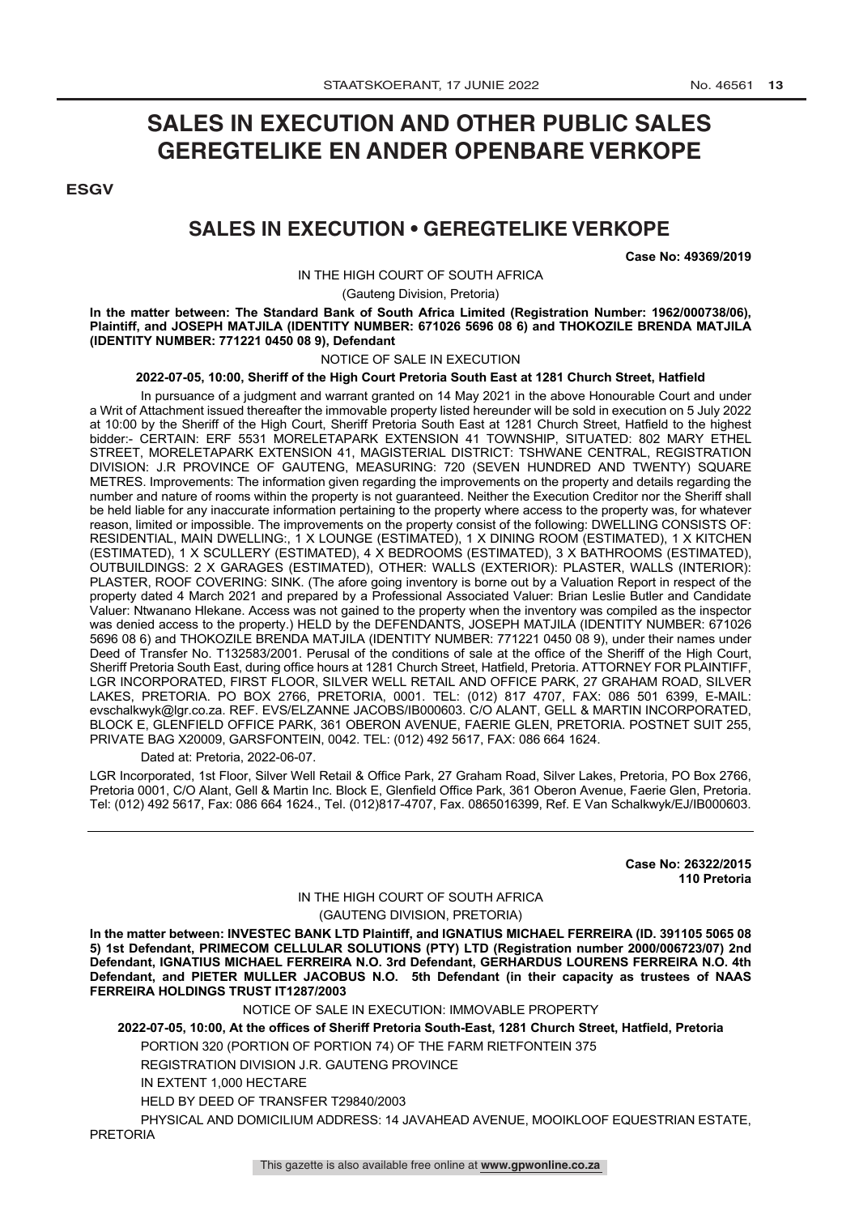# SALES IN EXECUTION AND OTHER PUBLIC SALES
# GEREGTELIKE EN ANDER OPENBARE VERKOPE

**ESGV**

## SALES IN EXECUTION • GEREGTELIKE VERKOPE

**Case No: 49369/2019**

IN THE HIGH COURT OF SOUTH AFRICA

(Gauteng Division, Pretoria)

**In the matter between: The Standard Bank of South Africa Limited (Registration Number: 1962/000738/06), Plaintiff, and JOSEPH MATJILA (IDENTITY NUMBER: 671026 5696 08 6) and THOKOZILE BRENDA MATJILA (IDENTITY NUMBER: 771221 0450 08 9), Defendant**

NOTICE OF SALE IN EXECUTION

**2022-07-05, 10:00, Sheriff of the High Court Pretoria South East at 1281 Church Street, Hatfield**

In pursuance of a judgment and warrant granted on 14 May 2021 in the above Honourable Court and under a Writ of Attachment issued thereafter the immovable property listed hereunder will be sold in execution on 5 July 2022 at 10:00 by the Sheriff of the High Court, Sheriff Pretoria South East at 1281 Church Street, Hatfield to the highest bidder:- CERTAIN: ERF 5531 MORELETAPARK EXTENSION 41 TOWNSHIP, SITUATED: 802 MARY ETHEL STREET, MORELETAPARK EXTENSION 41, MAGISTERIAL DISTRICT: TSHWANE CENTRAL, REGISTRATION DIVISION: J.R PROVINCE OF GAUTENG, MEASURING: 720 (SEVEN HUNDRED AND TWENTY) SQUARE METRES. Improvements: The information given regarding the improvements on the property and details regarding the number and nature of rooms within the property is not guaranteed. Neither the Execution Creditor nor the Sheriff shall be held liable for any inaccurate information pertaining to the property where access to the property was, for whatever reason, limited or impossible. The improvements on the property consist of the following: DWELLING CONSISTS OF: RESIDENTIAL, MAIN DWELLING:, 1 X LOUNGE (ESTIMATED), 1 X DINING ROOM (ESTIMATED), 1 X KITCHEN (ESTIMATED), 1 X SCULLERY (ESTIMATED), 4 X BEDROOMS (ESTIMATED), 3 X BATHROOMS (ESTIMATED), OUTBUILDINGS: 2 X GARAGES (ESTIMATED), OTHER: WALLS (EXTERIOR): PLASTER, WALLS (INTERIOR): PLASTER, ROOF COVERING: SINK. (The afore going inventory is borne out by a Valuation Report in respect of the property dated 4 March 2021 and prepared by a Professional Associated Valuer: Brian Leslie Butler and Candidate Valuer: Ntwanano Hlekane. Access was not gained to the property when the inventory was compiled as the inspector was denied access to the property.) HELD by the DEFENDANTS, JOSEPH MATJILA (IDENTITY NUMBER: 671026 5696 08 6) and THOKOZILE BRENDA MATJILA (IDENTITY NUMBER: 771221 0450 08 9), under their names under Deed of Transfer No. T132583/2001. Perusal of the conditions of sale at the office of the Sheriff of the High Court, Sheriff Pretoria South East, during office hours at 1281 Church Street, Hatfield, Pretoria. ATTORNEY FOR PLAINTIFF, LGR INCORPORATED, FIRST FLOOR, SILVER WELL RETAIL AND OFFICE PARK, 27 GRAHAM ROAD, SILVER LAKES, PRETORIA. PO BOX 2766, PRETORIA, 0001. TEL: (012) 817 4707, FAX: 086 501 6399, E-MAIL: evschalkwyk@lgr.co.za. REF. EVS/ELZANNE JACOBS/IB000603. C/O ALANT, GELL & MARTIN INCORPORATED, BLOCK E, GLENFIELD OFFICE PARK, 361 OBERON AVENUE, FAERIE GLEN, PRETORIA. POSTNET SUIT 255, PRIVATE BAG X20009, GARSFONTEIN, 0042. TEL: (012) 492 5617, FAX: 086 664 1624.

Dated at: Pretoria, 2022-06-07.

LGR Incorporated, 1st Floor, Silver Well Retail & Office Park, 27 Graham Road, Silver Lakes, Pretoria, PO Box 2766, Pretoria 0001, C/O Alant, Gell & Martin Inc. Block E, Glenfield Office Park, 361 Oberon Avenue, Faerie Glen, Pretoria. Tel: (012) 492 5617, Fax: 086 664 1624., Tel. (012)817-4707, Fax. 0865016399, Ref. E Van Schalkwyk/EJ/IB000603.

---

**Case No: 26322/2015**
**110 Pretoria**

IN THE HIGH COURT OF SOUTH AFRICA

(GAUTENG DIVISION, PRETORIA)

**In the matter between: INVESTEC BANK LTD Plaintiff, and IGNATIUS MICHAEL FERREIRA (ID. 391105 5065 08 5) 1st Defendant, PRIMECOM CELLULAR SOLUTIONS (PTY) LTD (Registration number 2000/006723/07) 2nd Defendant, IGNATIUS MICHAEL FERREIRA N.O. 3rd Defendant, GERHARDUS LOURENS FERREIRA N.O. 4th Defendant, and PIETER MULLER JACOBUS N.O. 5th Defendant (in their capacity as trustees of NAAS FERREIRA HOLDINGS TRUST IT1287/2003**

NOTICE OF SALE IN EXECUTION: IMMOVABLE PROPERTY

**2022-07-05, 10:00, At the offices of Sheriff Pretoria South-East, 1281 Church Street, Hatfield, Pretoria**

PORTION 320 (PORTION OF PORTION 74) OF THE FARM RIETFONTEIN 375

REGISTRATION DIVISION J.R. GAUTENG PROVINCE

IN EXTENT 1,000 HECTARE

HELD BY DEED OF TRANSFER T29840/2003

PHYSICAL AND DOMICILIUM ADDRESS: 14 JAVAHEAD AVENUE, MOOIKLOOF EQUESTRIAN ESTATE, PRETORIA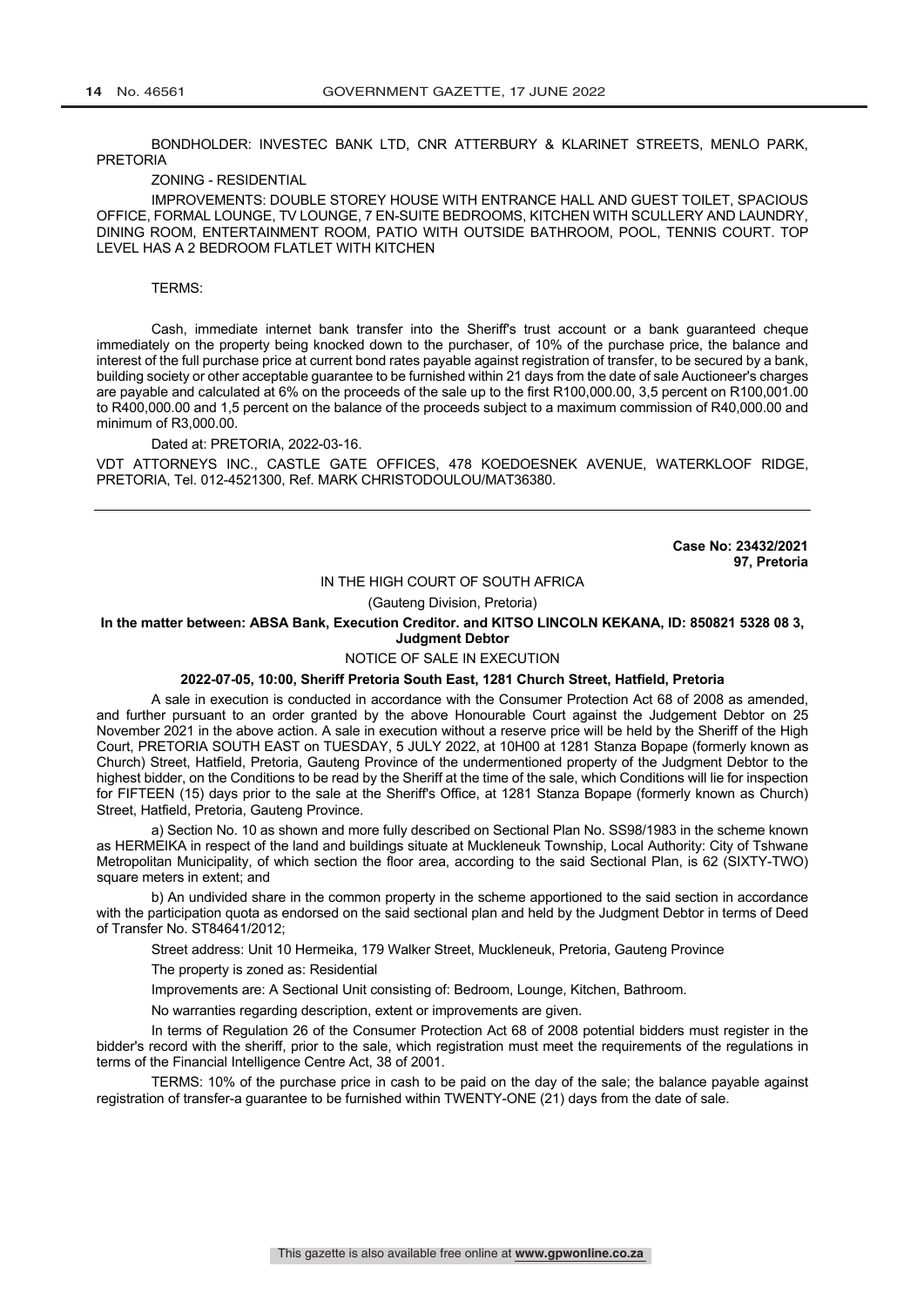BONDHOLDER: INVESTEC BANK LTD, CNR ATTERBURY & KLARINET STREETS, MENLO PARK, PRETORIA

ZONING - RESIDENTIAL

IMPROVEMENTS: DOUBLE STOREY HOUSE WITH ENTRANCE HALL AND GUEST TOILET, SPACIOUS OFFICE, FORMAL LOUNGE, TV LOUNGE, 7 EN-SUITE BEDROOMS, KITCHEN WITH SCULLERY AND LAUNDRY, DINING ROOM, ENTERTAINMENT ROOM, PATIO WITH OUTSIDE BATHROOM, POOL, TENNIS COURT. TOP LEVEL HAS A 2 BEDROOM FLATLET WITH KITCHEN

TERMS:

Cash, immediate internet bank transfer into the Sheriff's trust account or a bank guaranteed cheque immediately on the property being knocked down to the purchaser, of 10% of the purchase price, the balance and interest of the full purchase price at current bond rates payable against registration of transfer, to be secured by a bank, building society or other acceptable guarantee to be furnished within 21 days from the date of sale Auctioneer's charges are payable and calculated at 6% on the proceeds of the sale up to the first R100,000.00, 3,5 percent on R100,001.00 to R400,000.00 and 1,5 percent on the balance of the proceeds subject to a maximum commission of R40,000.00 and minimum of R3,000.00.

Dated at: PRETORIA, 2022-03-16.

VDT ATTORNEYS INC., CASTLE GATE OFFICES, 478 KOEDOESNEK AVENUE, WATERKLOOF RIDGE, PRETORIA, Tel. 012-4521300, Ref. MARK CHRISTODOULOU/MAT36380.

---

**Case No: 23432/2021**
**97, Pretoria**

IN THE HIGH COURT OF SOUTH AFRICA

(Gauteng Division, Pretoria)

**In the matter between: ABSA Bank, Execution Creditor. and KITSO LINCOLN KEKANA, ID: 850821 5328 08 3, Judgment Debtor**

NOTICE OF SALE IN EXECUTION

**2022-07-05, 10:00, Sheriff Pretoria South East, 1281 Church Street, Hatfield, Pretoria**

A sale in execution is conducted in accordance with the Consumer Protection Act 68 of 2008 as amended, and further pursuant to an order granted by the above Honourable Court against the Judgement Debtor on 25 November 2021 in the above action. A sale in execution without a reserve price will be held by the Sheriff of the High Court, PRETORIA SOUTH EAST on TUESDAY, 5 JULY 2022, at 10H00 at 1281 Stanza Bopape (formerly known as Church) Street, Hatfield, Pretoria, Gauteng Province of the undermentioned property of the Judgment Debtor to the highest bidder, on the Conditions to be read by the Sheriff at the time of the sale, which Conditions will lie for inspection for FIFTEEN (15) days prior to the sale at the Sheriff's Office, at 1281 Stanza Bopape (formerly known as Church) Street, Hatfield, Pretoria, Gauteng Province.

a) Section No. 10 as shown and more fully described on Sectional Plan No. SS98/1983 in the scheme known as HERMEIKA in respect of the land and buildings situate at Muckleneuk Township, Local Authority: City of Tshwane Metropolitan Municipality, of which section the floor area, according to the said Sectional Plan, is 62 (SIXTY-TWO) square meters in extent; and

b) An undivided share in the common property in the scheme apportioned to the said section in accordance with the participation quota as endorsed on the said sectional plan and held by the Judgment Debtor in terms of Deed of Transfer No. ST84641/2012;

Street address: Unit 10 Hermeika, 179 Walker Street, Muckleneuk, Pretoria, Gauteng Province

The property is zoned as: Residential

Improvements are: A Sectional Unit consisting of: Bedroom, Lounge, Kitchen, Bathroom.

No warranties regarding description, extent or improvements are given.

In terms of Regulation 26 of the Consumer Protection Act 68 of 2008 potential bidders must register in the bidder's record with the sheriff, prior to the sale, which registration must meet the requirements of the regulations in terms of the Financial Intelligence Centre Act, 38 of 2001.

TERMS: 10% of the purchase price in cash to be paid on the day of the sale; the balance payable against registration of transfer-a guarantee to be furnished within TWENTY-ONE (21) days from the date of sale.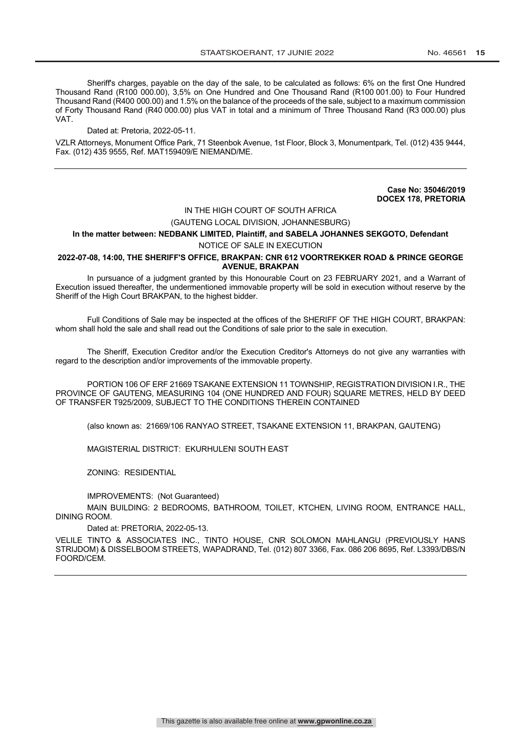Sheriff's charges, payable on the day of the sale, to be calculated as follows: 6% on the first One Hundred Thousand Rand (R100 000.00), 3,5% on One Hundred and One Thousand Rand (R100 001.00) to Four Hundred Thousand Rand (R400 000.00) and 1.5% on the balance of the proceeds of the sale, subject to a maximum commission of Forty Thousand Rand (R40 000.00) plus VAT in total and a minimum of Three Thousand Rand (R3 000.00) plus VAT.

Dated at: Pretoria, 2022-05-11.

VZLR Attorneys, Monument Office Park, 71 Steenbok Avenue, 1st Floor, Block 3, Monumentpark, Tel. (012) 435 9444, Fax. (012) 435 9555, Ref. MAT159409/E NIEMAND/ME.

---

**Case No: 35046/2019**
**DOCEX 178, PRETORIA**

IN THE HIGH COURT OF SOUTH AFRICA

(GAUTENG LOCAL DIVISION, JOHANNESBURG)

**In the matter between: NEDBANK LIMITED, Plaintiff, and SABELA JOHANNES SEKGOTO, Defendant**

NOTICE OF SALE IN EXECUTION

**2022-07-08, 14:00, THE SHERIFF'S OFFICE, BRAKPAN: CNR 612 VOORTREKKER ROAD & PRINCE GEORGE AVENUE, BRAKPAN**

In pursuance of a judgment granted by this Honourable Court on 23 FEBRUARY 2021, and a Warrant of Execution issued thereafter, the undermentioned immovable property will be sold in execution without reserve by the Sheriff of the High Court BRAKPAN, to the highest bidder.

Full Conditions of Sale may be inspected at the offices of the SHERIFF OF THE HIGH COURT, BRAKPAN: whom shall hold the sale and shall read out the Conditions of sale prior to the sale in execution.

The Sheriff, Execution Creditor and/or the Execution Creditor's Attorneys do not give any warranties with regard to the description and/or improvements of the immovable property.

PORTION 106 OF ERF 21669 TSAKANE EXTENSION 11 TOWNSHIP, REGISTRATION DIVISION I.R., THE PROVINCE OF GAUTENG, MEASURING 104 (ONE HUNDRED AND FOUR) SQUARE METRES, HELD BY DEED OF TRANSFER T925/2009, SUBJECT TO THE CONDITIONS THEREIN CONTAINED

(also known as: 21669/106 RANYAO STREET, TSAKANE EXTENSION 11, BRAKPAN, GAUTENG)

MAGISTERIAL DISTRICT: EKURHULENI SOUTH EAST

ZONING: RESIDENTIAL

IMPROVEMENTS: (Not Guaranteed)

MAIN BUILDING: 2 BEDROOMS, BATHROOM, TOILET, KTCHEN, LIVING ROOM, ENTRANCE HALL, DINING ROOM.

Dated at: PRETORIA, 2022-05-13.

VELILE TINTO & ASSOCIATES INC., TINTO HOUSE, CNR SOLOMON MAHLANGU (PREVIOUSLY HANS STRIJDOM) & DISSELBOOM STREETS, WAPADRAND, Tel. (012) 807 3366, Fax. 086 206 8695, Ref. L3393/DBS/N FOORD/CEM.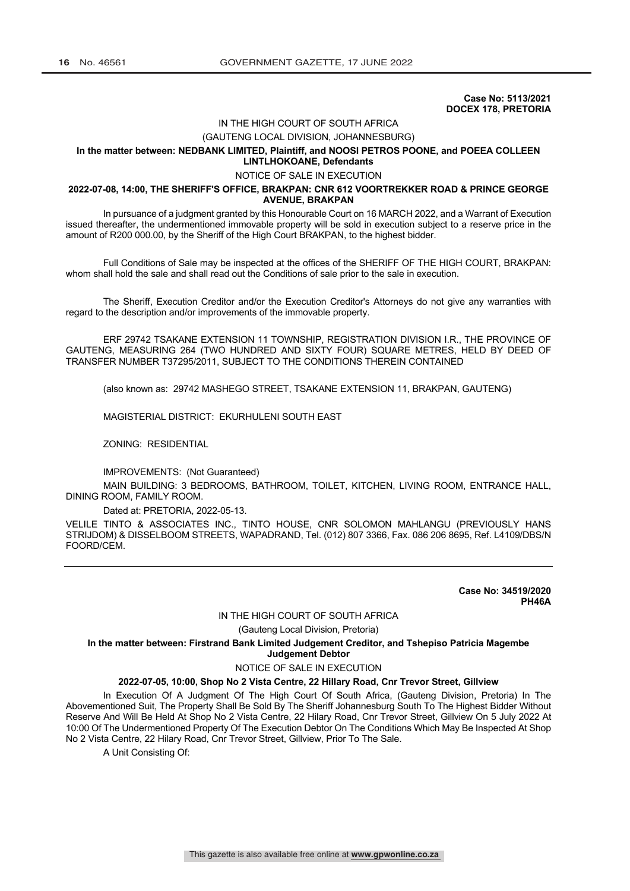**Case No: 5113/2021**
**DOCEX 178, PRETORIA**

IN THE HIGH COURT OF SOUTH AFRICA

(GAUTENG LOCAL DIVISION, JOHANNESBURG)

**In the matter between: NEDBANK LIMITED, Plaintiff, and NOOSI PETROS POONE, and POEEA COLLEEN LINTLHOKOANE, Defendants**

NOTICE OF SALE IN EXECUTION

**2022-07-08, 14:00, THE SHERIFF'S OFFICE, BRAKPAN: CNR 612 VOORTREKKER ROAD & PRINCE GEORGE AVENUE, BRAKPAN**

In pursuance of a judgment granted by this Honourable Court on 16 MARCH 2022, and a Warrant of Execution issued thereafter, the undermentioned immovable property will be sold in execution subject to a reserve price in the amount of R200 000.00, by the Sheriff of the High Court BRAKPAN, to the highest bidder.

Full Conditions of Sale may be inspected at the offices of the SHERIFF OF THE HIGH COURT, BRAKPAN: whom shall hold the sale and shall read out the Conditions of sale prior to the sale in execution.

The Sheriff, Execution Creditor and/or the Execution Creditor's Attorneys do not give any warranties with regard to the description and/or improvements of the immovable property.

ERF 29742 TSAKANE EXTENSION 11 TOWNSHIP, REGISTRATION DIVISION I.R., THE PROVINCE OF GAUTENG, MEASURING 264 (TWO HUNDRED AND SIXTY FOUR) SQUARE METRES, HELD BY DEED OF TRANSFER NUMBER T37295/2011, SUBJECT TO THE CONDITIONS THEREIN CONTAINED

(also known as: 29742 MASHEGO STREET, TSAKANE EXTENSION 11, BRAKPAN, GAUTENG)

MAGISTERIAL DISTRICT: EKURHULENI SOUTH EAST

ZONING: RESIDENTIAL

IMPROVEMENTS: (Not Guaranteed)

MAIN BUILDING: 3 BEDROOMS, BATHROOM, TOILET, KITCHEN, LIVING ROOM, ENTRANCE HALL, DINING ROOM, FAMILY ROOM.

Dated at: PRETORIA, 2022-05-13.

VELILE TINTO & ASSOCIATES INC., TINTO HOUSE, CNR SOLOMON MAHLANGU (PREVIOUSLY HANS STRIJDOM) & DISSELBOOM STREETS, WAPADRAND, Tel. (012) 807 3366, Fax. 086 206 8695, Ref. L4109/DBS/N FOORD/CEM.

---

**Case No: 34519/2020**
**PH46A**

IN THE HIGH COURT OF SOUTH AFRICA

(Gauteng Local Division, Pretoria)

**In the matter between: Firstrand Bank Limited Judgement Creditor, and Tshepiso Patricia Magembe Judgement Debtor**

NOTICE OF SALE IN EXECUTION

**2022-07-05, 10:00, Shop No 2 Vista Centre, 22 Hillary Road, Cnr Trevor Street, Gillview**

In Execution Of A Judgment Of The High Court Of South Africa, (Gauteng Division, Pretoria) In The Abovementioned Suit, The Property Shall Be Sold By The Sheriff Johannesburg South To The Highest Bidder Without Reserve And Will Be Held At Shop No 2 Vista Centre, 22 Hilary Road, Cnr Trevor Street, Gillview On 5 July 2022 At 10:00 Of The Undermentioned Property Of The Execution Debtor On The Conditions Which May Be Inspected At Shop No 2 Vista Centre, 22 Hilary Road, Cnr Trevor Street, Gillview, Prior To The Sale.

A Unit Consisting Of: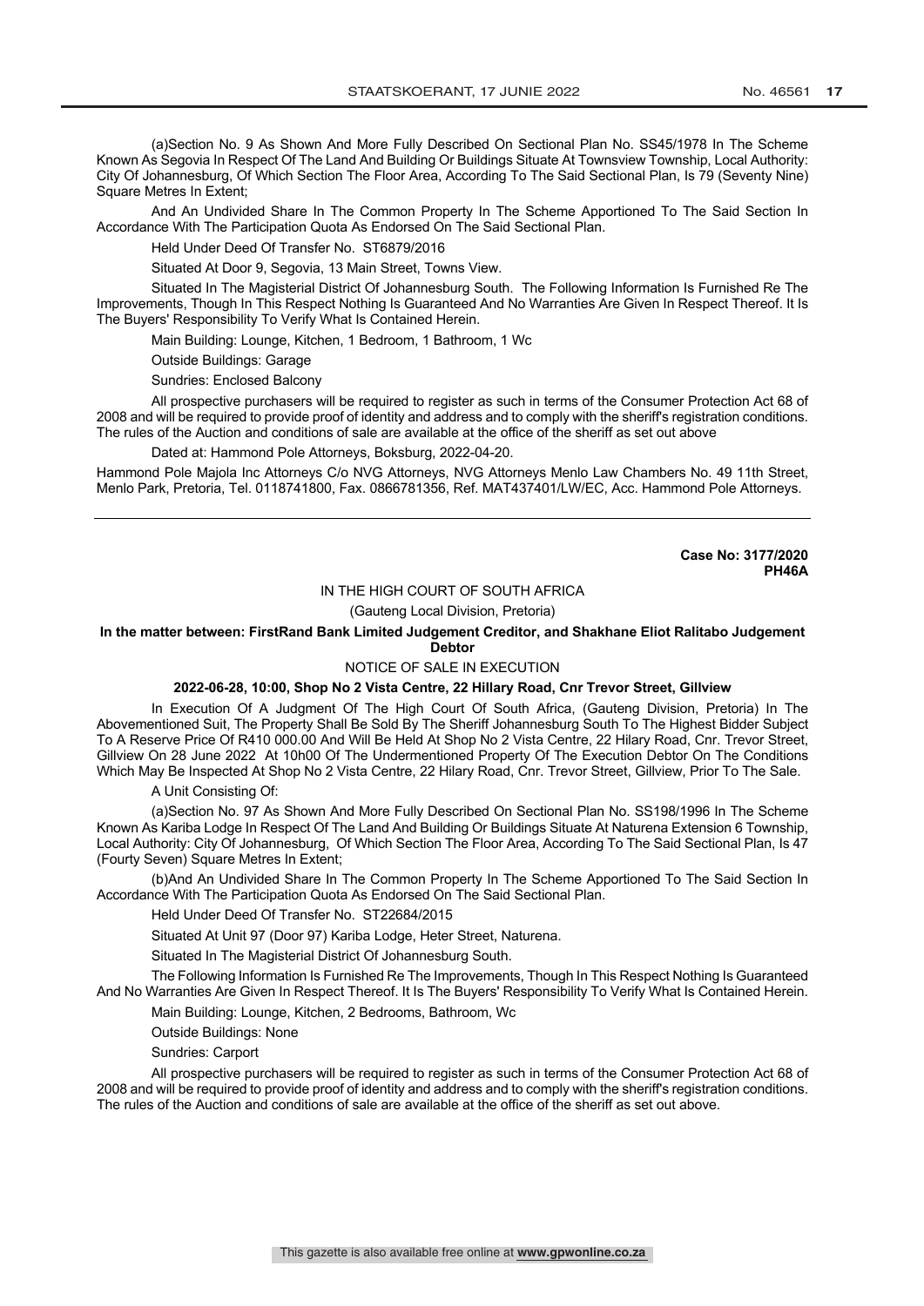(a)Section No. 9 As Shown And More Fully Described On Sectional Plan No. SS45/1978 In The Scheme Known As Segovia In Respect Of The Land And Building Or Buildings Situate At Townsview Township, Local Authority: City Of Johannesburg, Of Which Section The Floor Area, According To The Said Sectional Plan, Is 79 (Seventy Nine) Square Metres In Extent;

And An Undivided Share In The Common Property In The Scheme Apportioned To The Said Section In Accordance With The Participation Quota As Endorsed On The Said Sectional Plan.

Held Under Deed Of Transfer No. ST6879/2016

Situated At Door 9, Segovia, 13 Main Street, Towns View.

Situated In The Magisterial District Of Johannesburg South. The Following Information Is Furnished Re The Improvements, Though In This Respect Nothing Is Guaranteed And No Warranties Are Given In Respect Thereof. It Is The Buyers' Responsibility To Verify What Is Contained Herein.

Main Building: Lounge, Kitchen, 1 Bedroom, 1 Bathroom, 1 Wc

Outside Buildings: Garage

Sundries: Enclosed Balcony

All prospective purchasers will be required to register as such in terms of the Consumer Protection Act 68 of 2008 and will be required to provide proof of identity and address and to comply with the sheriff's registration conditions. The rules of the Auction and conditions of sale are available at the office of the sheriff as set out above

Dated at: Hammond Pole Attorneys, Boksburg, 2022-04-20.

Hammond Pole Majola Inc Attorneys C/o NVG Attorneys, NVG Attorneys Menlo Law Chambers No. 49 11th Street, Menlo Park, Pretoria, Tel. 0118741800, Fax. 0866781356, Ref. MAT437401/LW/EC, Acc. Hammond Pole Attorneys.

---

**Case No: 3177/2020**
**PH46A**

IN THE HIGH COURT OF SOUTH AFRICA

(Gauteng Local Division, Pretoria)

**In the matter between: FirstRand Bank Limited Judgement Creditor, and Shakhane Eliot Ralitabo Judgement Debtor**

NOTICE OF SALE IN EXECUTION

**2022-06-28, 10:00, Shop No 2 Vista Centre, 22 Hillary Road, Cnr Trevor Street, Gillview**

In Execution Of A Judgment Of The High Court Of South Africa, (Gauteng Division, Pretoria) In The Abovementioned Suit, The Property Shall Be Sold By The Sheriff Johannesburg South To The Highest Bidder Subject To A Reserve Price Of R410 000.00 And Will Be Held At Shop No 2 Vista Centre, 22 Hilary Road, Cnr. Trevor Street, Gillview On 28 June 2022 At 10h00 Of The Undermentioned Property Of The Execution Debtor On The Conditions Which May Be Inspected At Shop No 2 Vista Centre, 22 Hilary Road, Cnr. Trevor Street, Gillview, Prior To The Sale.

A Unit Consisting Of:

(a)Section No. 97 As Shown And More Fully Described On Sectional Plan No. SS198/1996 In The Scheme Known As Kariba Lodge In Respect Of The Land And Building Or Buildings Situate At Naturena Extension 6 Township, Local Authority: City Of Johannesburg, Of Which Section The Floor Area, According To The Said Sectional Plan, Is 47 (Fourty Seven) Square Metres In Extent;

(b)And An Undivided Share In The Common Property In The Scheme Apportioned To The Said Section In Accordance With The Participation Quota As Endorsed On The Said Sectional Plan.

Held Under Deed Of Transfer No. ST22684/2015

Situated At Unit 97 (Door 97) Kariba Lodge, Heter Street, Naturena.

Situated In The Magisterial District Of Johannesburg South.

The Following Information Is Furnished Re The Improvements, Though In This Respect Nothing Is Guaranteed And No Warranties Are Given In Respect Thereof. It Is The Buyers' Responsibility To Verify What Is Contained Herein.

Main Building: Lounge, Kitchen, 2 Bedrooms, Bathroom, Wc

Outside Buildings: None

Sundries: Carport

All prospective purchasers will be required to register as such in terms of the Consumer Protection Act 68 of 2008 and will be required to provide proof of identity and address and to comply with the sheriff's registration conditions. The rules of the Auction and conditions of sale are available at the office of the sheriff as set out above.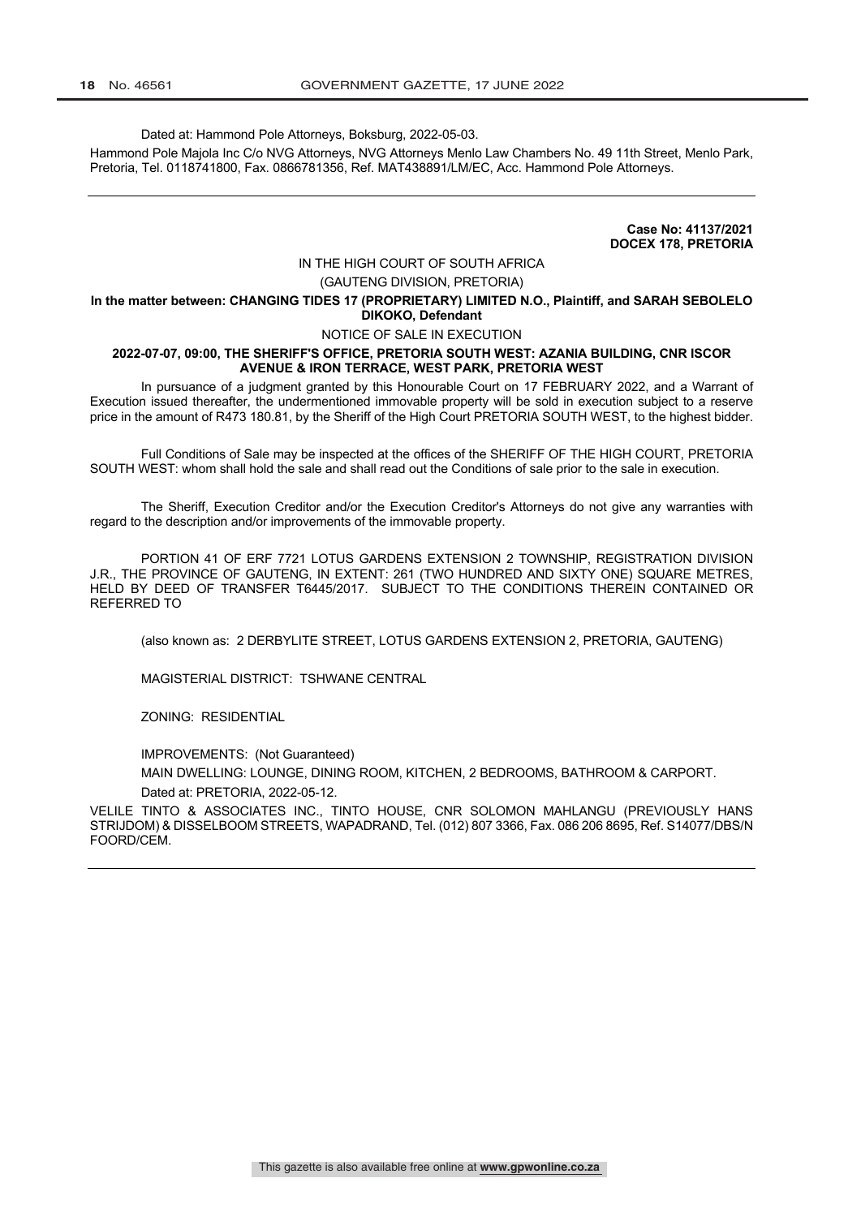Dated at: Hammond Pole Attorneys, Boksburg, 2022-05-03.

Hammond Pole Majola Inc C/o NVG Attorneys, NVG Attorneys Menlo Law Chambers No. 49 11th Street, Menlo Park, Pretoria, Tel. 0118741800, Fax. 0866781356, Ref. MAT438891/LM/EC, Acc. Hammond Pole Attorneys.

---

**Case No: 41137/2021**
**DOCEX 178, PRETORIA**

IN THE HIGH COURT OF SOUTH AFRICA

(GAUTENG DIVISION, PRETORIA)

**In the matter between: CHANGING TIDES 17 (PROPRIETARY) LIMITED N.O., Plaintiff, and SARAH SEBOLELO DIKOKO, Defendant**

NOTICE OF SALE IN EXECUTION

**2022-07-07, 09:00, THE SHERIFF'S OFFICE, PRETORIA SOUTH WEST: AZANIA BUILDING, CNR ISCOR AVENUE & IRON TERRACE, WEST PARK, PRETORIA WEST**

In pursuance of a judgment granted by this Honourable Court on 17 FEBRUARY 2022, and a Warrant of Execution issued thereafter, the undermentioned immovable property will be sold in execution subject to a reserve price in the amount of R473 180.81, by the Sheriff of the High Court PRETORIA SOUTH WEST, to the highest bidder.

Full Conditions of Sale may be inspected at the offices of the SHERIFF OF THE HIGH COURT, PRETORIA SOUTH WEST: whom shall hold the sale and shall read out the Conditions of sale prior to the sale in execution.

The Sheriff, Execution Creditor and/or the Execution Creditor's Attorneys do not give any warranties with regard to the description and/or improvements of the immovable property.

PORTION 41 OF ERF 7721 LOTUS GARDENS EXTENSION 2 TOWNSHIP, REGISTRATION DIVISION J.R., THE PROVINCE OF GAUTENG, IN EXTENT: 261 (TWO HUNDRED AND SIXTY ONE) SQUARE METRES, HELD BY DEED OF TRANSFER T6445/2017. SUBJECT TO THE CONDITIONS THEREIN CONTAINED OR REFERRED TO

(also known as: 2 DERBYLITE STREET, LOTUS GARDENS EXTENSION 2, PRETORIA, GAUTENG)

MAGISTERIAL DISTRICT: TSHWANE CENTRAL

ZONING: RESIDENTIAL

IMPROVEMENTS: (Not Guaranteed)

MAIN DWELLING: LOUNGE, DINING ROOM, KITCHEN, 2 BEDROOMS, BATHROOM & CARPORT.

Dated at: PRETORIA, 2022-05-12.

VELILE TINTO & ASSOCIATES INC., TINTO HOUSE, CNR SOLOMON MAHLANGU (PREVIOUSLY HANS STRIJDOM) & DISSELBOOM STREETS, WAPADRAND, Tel. (012) 807 3366, Fax. 086 206 8695, Ref. S14077/DBS/N FOORD/CEM.

---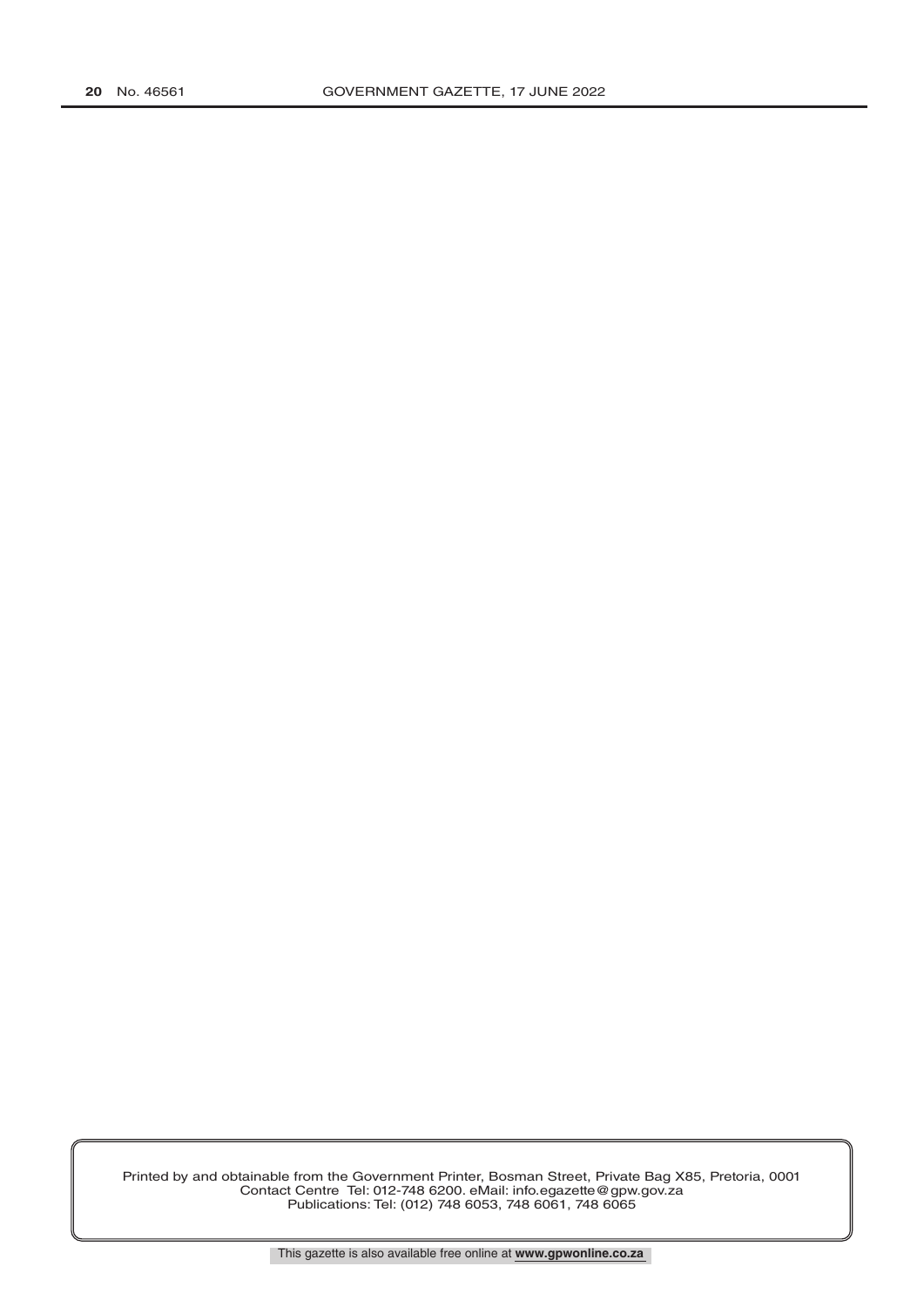Printed by and obtainable from the Government Printer, Bosman Street, Private Bag X85, Pretoria, 0001
Contact Centre Tel: 012-748 6200. eMail: info.egazette@gpw.gov.za
Publications: Tel: (012) 748 6053, 748 6061, 748 6065

This gazette is also available free online at **www.gpwonline.co.za**